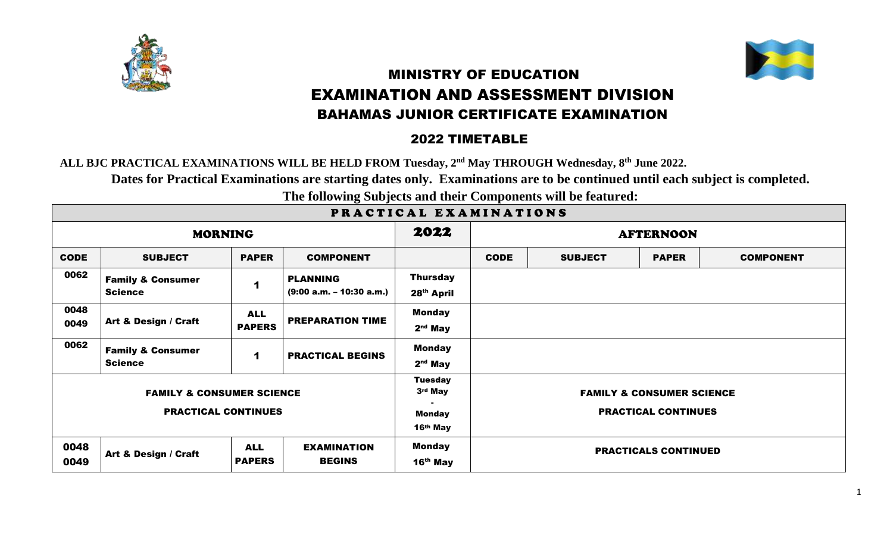# MINISTRY OF EDUCATION
# EXAMINATION AND ASSESSMENT DIVISION
## BAHAMAS JUNIOR CERTIFICATE EXAMINATION

### 2022 TIMETABLE

**ALL BJC PRACTICAL EXAMINATIONS WILL BE HELD FROM Tuesday, 2nd May THROUGH Wednesday, 8th June 2022.**

**Dates for Practical Examinations are starting dates only. Examinations are to be continued until each subject is completed.**

**The following Subjects and their Components will be featured:**

| PRACTICAL EXAMINATIONS | | | | | | | | |
|---|---|---|---|---|---|---|---|---|
| **MORNING** | | | | **2022** | **AFTERNOON** | | | |
| **CODE** | **SUBJECT** | **PAPER** | **COMPONENT** | | **CODE** | **SUBJECT** | **PAPER** | **COMPONENT** |
| 0062 | Family & Consumer Science | 1 | PLANNING (9:00 a.m. – 10:30 a.m.) | Thursday 28th April | | | | |
| 0048 0049 | Art & Design / Craft | ALL PAPERS | PREPARATION TIME | Monday 2nd May | | | | |
| 0062 | Family & Consumer Science | 1 | PRACTICAL BEGINS | Monday 2nd May | | | | |
| FAMILY & CONSUMER SCIENCE PRACTICAL CONTINUES | | | | Tuesday 3rd May - Monday 16th May | FAMILY & CONSUMER SCIENCE PRACTICAL CONTINUES | | | |
| 0048 0049 | Art & Design / Craft | ALL PAPERS | EXAMINATION BEGINS | Monday 16th May | PRACTICALS CONTINUED | | | |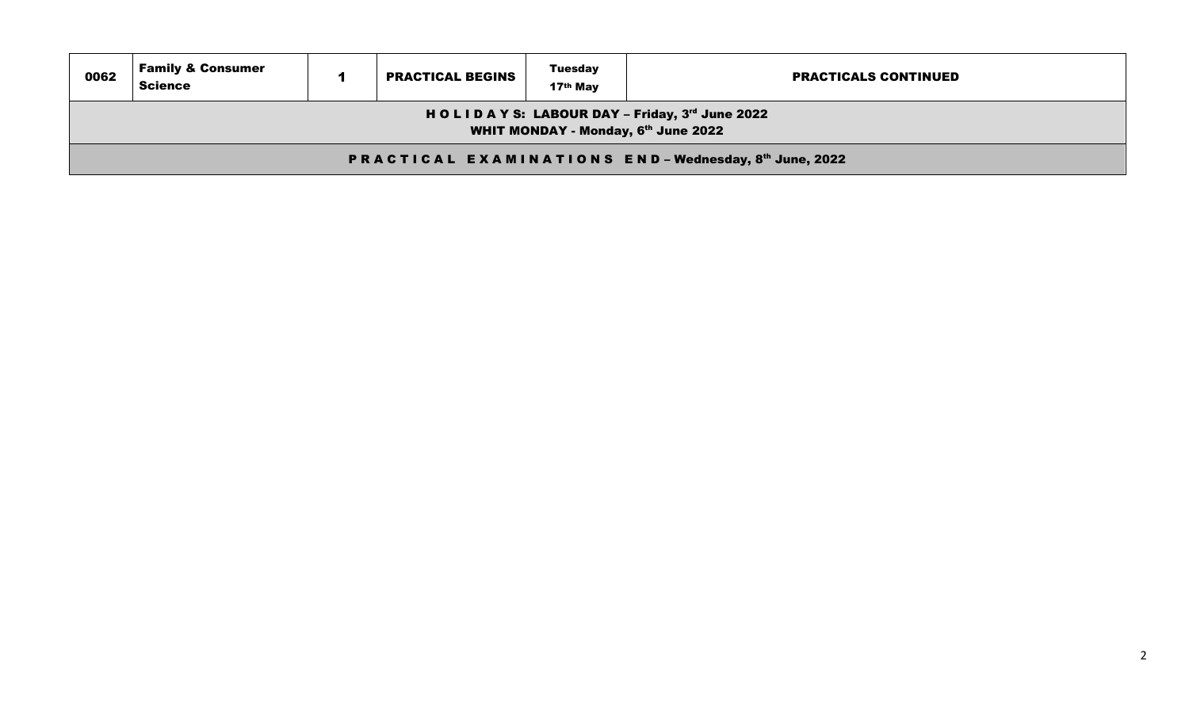| 0062 | Family & Consumer Science | 1 | PRACTICAL BEGINS | Tuesday 17th May | PRACTICALS CONTINUED |
|---|---|---|---|---|---|
| H O L I D A Y S: LABOUR DAY – Friday, 3rd June 2022<br>WHIT MONDAY - Monday, 6th June 2022 | | | | | |
| P R A C T I C A L  E X A M I N A T I O N S  E N D – Wednesday, 8th June, 2022 | | | | | |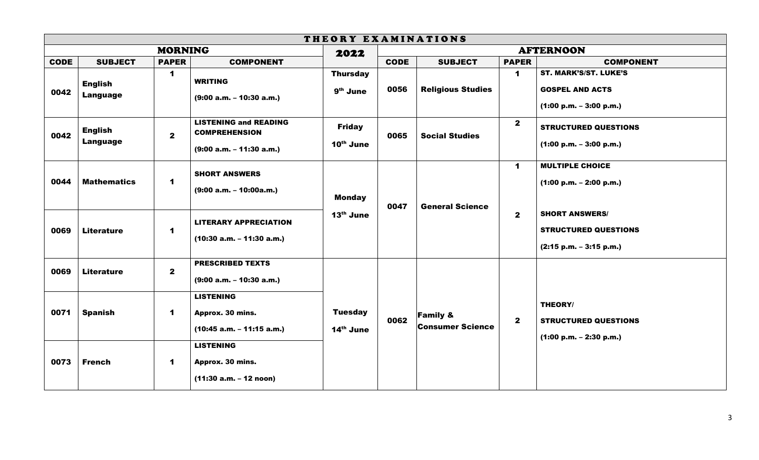# THEORY EXAMINATIONS

| MORNING | | | | 2022 | AFTERNOON | | | |
|---|---|---|---|---|---|---|---|---|
| **CODE** | **SUBJECT** | **PAPER** | **COMPONENT** | | **CODE** | **SUBJECT** | **PAPER** | **COMPONENT** |
| 0042 | **English Language** | **1** | **WRITING** (9:00 a.m. – 10:30 a.m.) | **Thursday** 9th June | 0056 | **Religious Studies** | **1** | **ST. MARK'S/ST. LUKE'S GOSPEL AND ACTS** (1:00 p.m. – 3:00 p.m.) |
| 0042 | **English Language** | **2** | **LISTENING and READING COMPREHENSION** (9:00 a.m. – 11:30 a.m.) | **Friday** 10th June | 0065 | **Social Studies** | **2** | **STRUCTURED QUESTIONS** (1:00 p.m. – 3:00 p.m.) |
| 0044 | **Mathematics** | **1** | **SHORT ANSWERS** (9:00 a.m. – 10:00a.m.) | **Monday** 13th June | 0047 | **General Science** | **1** | **MULTIPLE CHOICE** (1:00 p.m. – 2:00 p.m.) |
| 0069 | **Literature** | **1** | **LITERARY APPRECIATION** (10:30 a.m. – 11:30 a.m.) | | | | **2** | **SHORT ANSWERS/ STRUCTURED QUESTIONS** (2:15 p.m. – 3:15 p.m.) |
| 0069 | **Literature** | **2** | **PRESCRIBED TEXTS** (9:00 a.m. – 10:30 a.m.) | **Tuesday** 14th June | 0062 | **Family & Consumer Science** | **2** | **THEORY/ STRUCTURED QUESTIONS** (1:00 p.m. – 2:30 p.m.) |
| 0071 | **Spanish** | **1** | **LISTENING** Approx. 30 mins. (10:45 a.m. – 11:15 a.m.) | | | | | |
| 0073 | **French** | **1** | **LISTENING** Approx. 30 mins. (11:30 a.m. – 12 noon) | | | | | |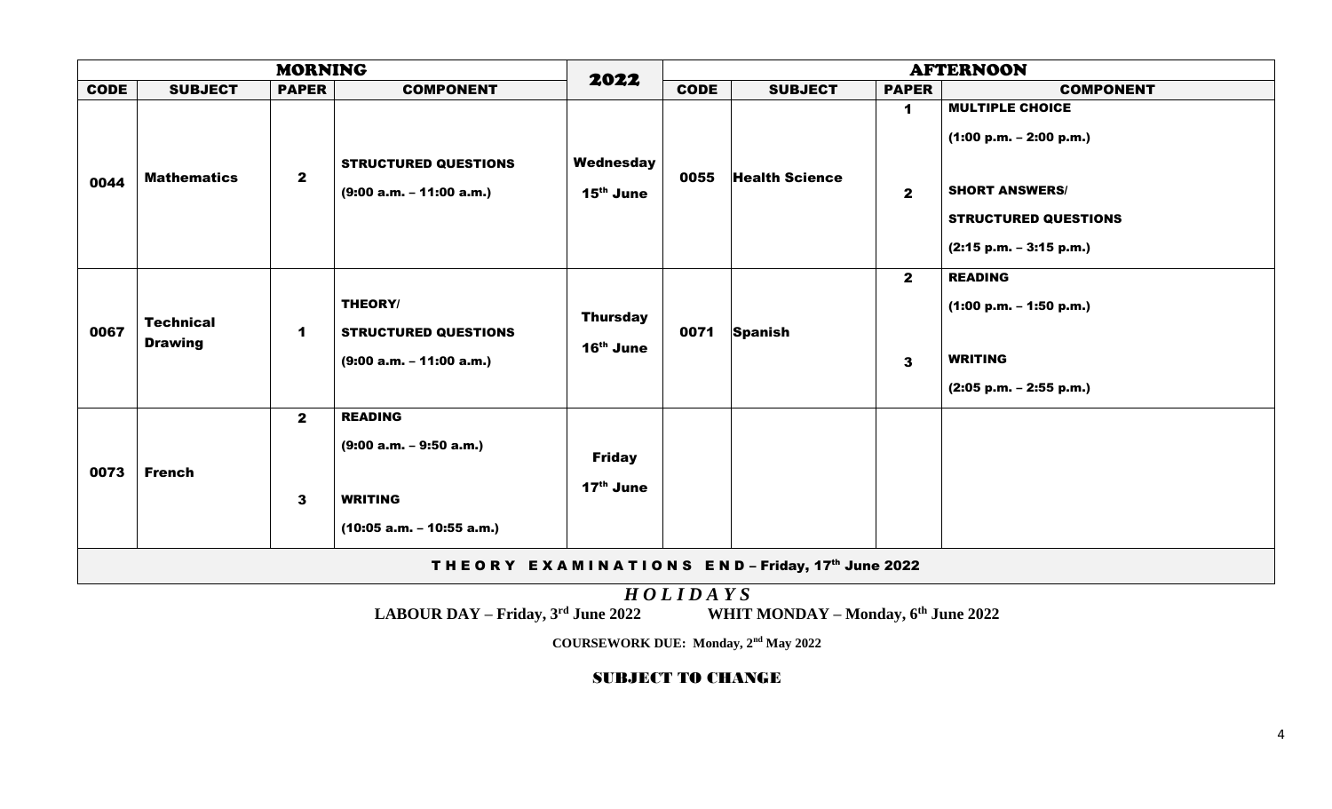| MORNING | | | | 2022 | AFTERNOON | | | |
|---|---|---|---|---|---|---|---|---|
| **CODE** | **SUBJECT** | **PAPER** | **COMPONENT** | | **CODE** | **SUBJECT** | **PAPER** | **COMPONENT** |
| **0044** | **Mathematics** | **2** | **STRUCTURED QUESTIONS** (9:00 a.m. – 11:00 a.m.) | **Wednesday 15th June** | **0055** | **Health Science** | **1** <br> **2** | **MULTIPLE CHOICE** (1:00 p.m. – 2:00 p.m.) <br> **SHORT ANSWERS/ STRUCTURED QUESTIONS** (2:15 p.m. – 3:15 p.m.) |
| **0067** | **Technical Drawing** | **1** | **THEORY/ STRUCTURED QUESTIONS** (9:00 a.m. – 11:00 a.m.) | **Thursday 16th June** | **0071** | **Spanish** | **2** <br> **3** | **READING** (1:00 p.m. – 1:50 p.m.) <br> **WRITING** (2:05 p.m. – 2:55 p.m.) |
| **0073** | **French** | **2** <br> **3** | **READING** (9:00 a.m. – 9:50 a.m.) <br> **WRITING** (10:05 a.m. – 10:55 a.m.) | **Friday 17th June** | | | | |
| **THEORY EXAMINATIONS END – Friday, 17th June 2022** | | | | | | | | |

***HOLIDAYS***

**LABOUR DAY – Friday, 3rd June 2022** **WHIT MONDAY – Monday, 6th June 2022**

**COURSEWORK DUE: Monday, 2nd May 2022**

**SUBJECT TO CHANGE**